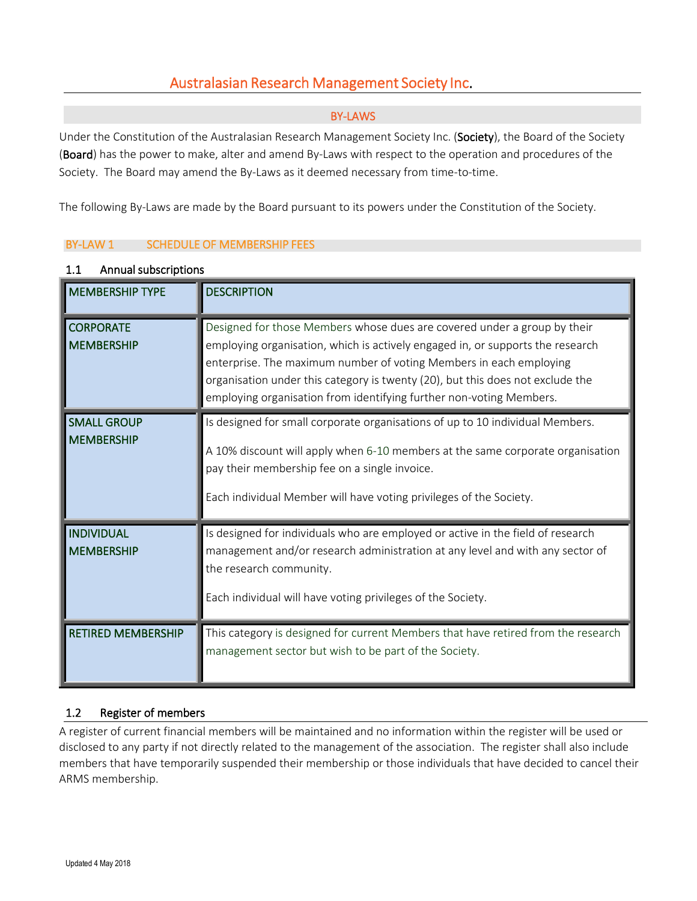# Australasian Research Management Society Inc.

## BY-LAWS

Under the Constitution of the Australasian Research Management Society Inc. (**Society**), the Board of the Society (**Board**) has the power to make, alter and amend By-Laws with respect to the operation and procedures of the Society. The Board may amend the By-Laws as it deemed necessary from time-to-time.

The following By-Laws are made by the Board pursuant to its powers under the Constitution of the Society.

## BY-LAW 1 SCHEDULE OF MEMBERSHIP FEES

### 1.1 Annual subscriptions

| MEMBERSHIP TYPE | DESCRIPTION |
|---|---|
| CORPORATE MEMBERSHIP | Designed for those Members whose dues are covered under a group by their employing organisation, which is actively engaged in, or supports the research enterprise. The maximum number of voting Members in each employing organisation under this category is twenty (20), but this does not exclude the employing organisation from identifying further non-voting Members. |
| SMALL GROUP MEMBERSHIP | Is designed for small corporate organisations of up to 10 individual Members.<br><br>A 10% discount will apply when 6-10 members at the same corporate organisation pay their membership fee on a single invoice.<br><br>Each individual Member will have voting privileges of the Society. |
| INDIVIDUAL MEMBERSHIP | Is designed for individuals who are employed or active in the field of research management and/or research administration at any level and with any sector of the research community.<br><br>Each individual will have voting privileges of the Society. |
| RETIRED MEMBERSHIP | This category is designed for current Members that have retired from the research management sector but wish to be part of the Society. |

### 1.2 Register of members

A register of current financial members will be maintained and no information within the register will be used or disclosed to any party if not directly related to the management of the association. The register shall also include members that have temporarily suspended their membership or those individuals that have decided to cancel their ARMS membership.

Updated 4 May 2018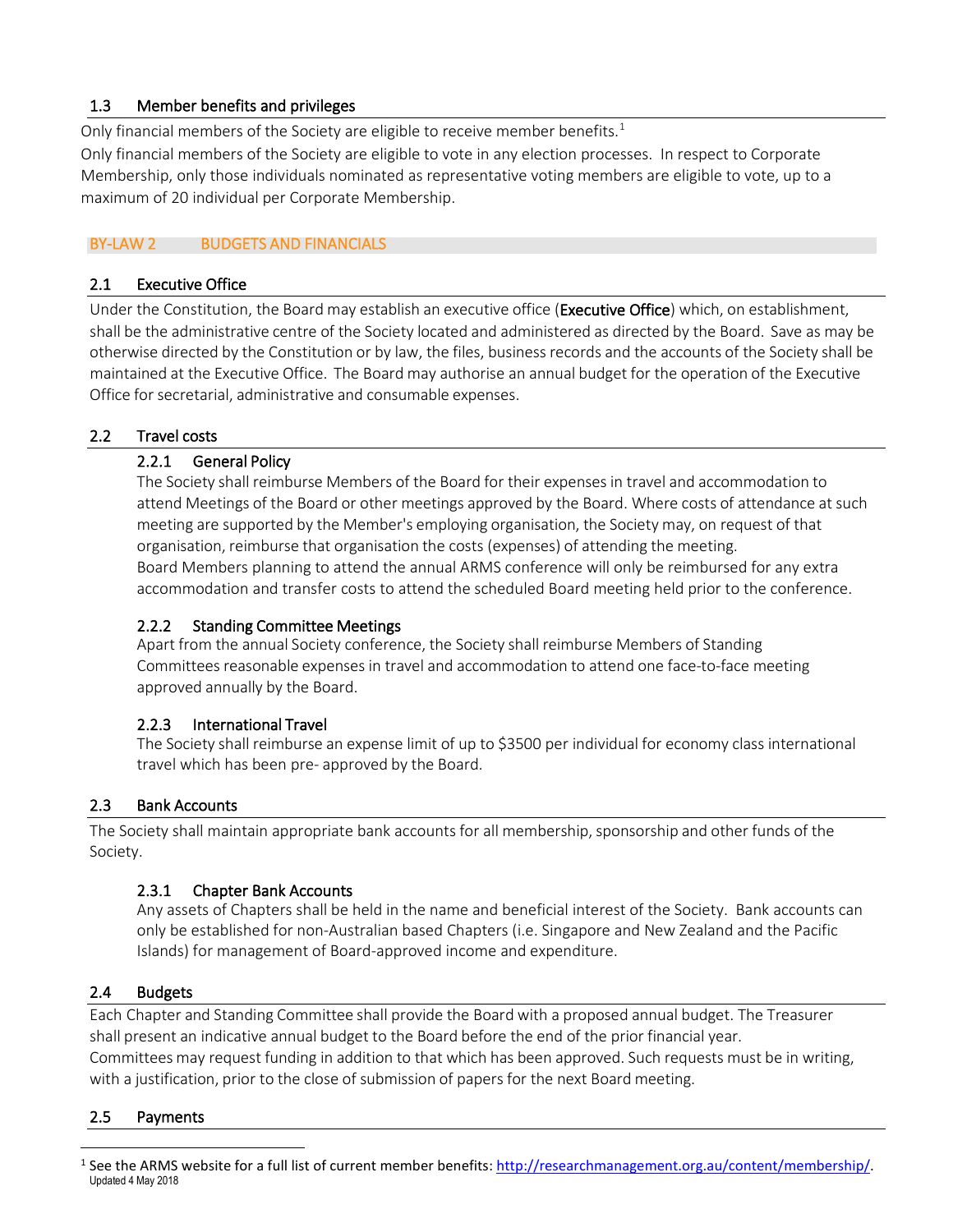### 1.3 Member benefits and privileges

Only financial members of the Society are eligible to receive member benefits.[1]

Only financial members of the Society are eligible to vote in any election processes. In respect to Corporate Membership, only those individuals nominated as representative voting members are eligible to vote, up to a maximum of 20 individual per Corporate Membership.

## BY-LAW 2 BUDGETS AND FINANCIALS

### 2.1 Executive Office

Under the Constitution, the Board may establish an executive office (**Executive Office**) which, on establishment, shall be the administrative centre of the Society located and administered as directed by the Board. Save as may be otherwise directed by the Constitution or by law, the files, business records and the accounts of the Society shall be maintained at the Executive Office. The Board may authorise an annual budget for the operation of the Executive Office for secretarial, administrative and consumable expenses.

### 2.2 Travel costs

#### 2.2.1 General Policy

The Society shall reimburse Members of the Board for their expenses in travel and accommodation to attend Meetings of the Board or other meetings approved by the Board. Where costs of attendance at such meeting are supported by the Member's employing organisation, the Society may, on request of that organisation, reimburse that organisation the costs (expenses) of attending the meeting.

Board Members planning to attend the annual ARMS conference will only be reimbursed for any extra accommodation and transfer costs to attend the scheduled Board meeting held prior to the conference.

#### 2.2.2 Standing Committee Meetings

Apart from the annual Society conference, the Society shall reimburse Members of Standing Committees reasonable expenses in travel and accommodation to attend one face-to-face meeting approved annually by the Board.

#### 2.2.3 International Travel

The Society shall reimburse an expense limit of up to $3500 per individual for economy class international travel which has been pre- approved by the Board.

### 2.3 Bank Accounts

The Society shall maintain appropriate bank accounts for all membership, sponsorship and other funds of the Society.

#### 2.3.1 Chapter Bank Accounts

Any assets of Chapters shall be held in the name and beneficial interest of the Society. Bank accounts can only be established for non-Australian based Chapters (i.e. Singapore and New Zealand and the Pacific Islands) for management of Board-approved income and expenditure.

### 2.4 Budgets

Each Chapter and Standing Committee shall provide the Board with a proposed annual budget. The Treasurer shall present an indicative annual budget to the Board before the end of the prior financial year.

Committees may request funding in addition to that which has been approved. Such requests must be in writing, with a justification, prior to the close of submission of papers for the next Board meeting.

### 2.5 Payments

---

[1] See the ARMS website for a full list of current member benefits: http://researchmanagement.org.au/content/membership/.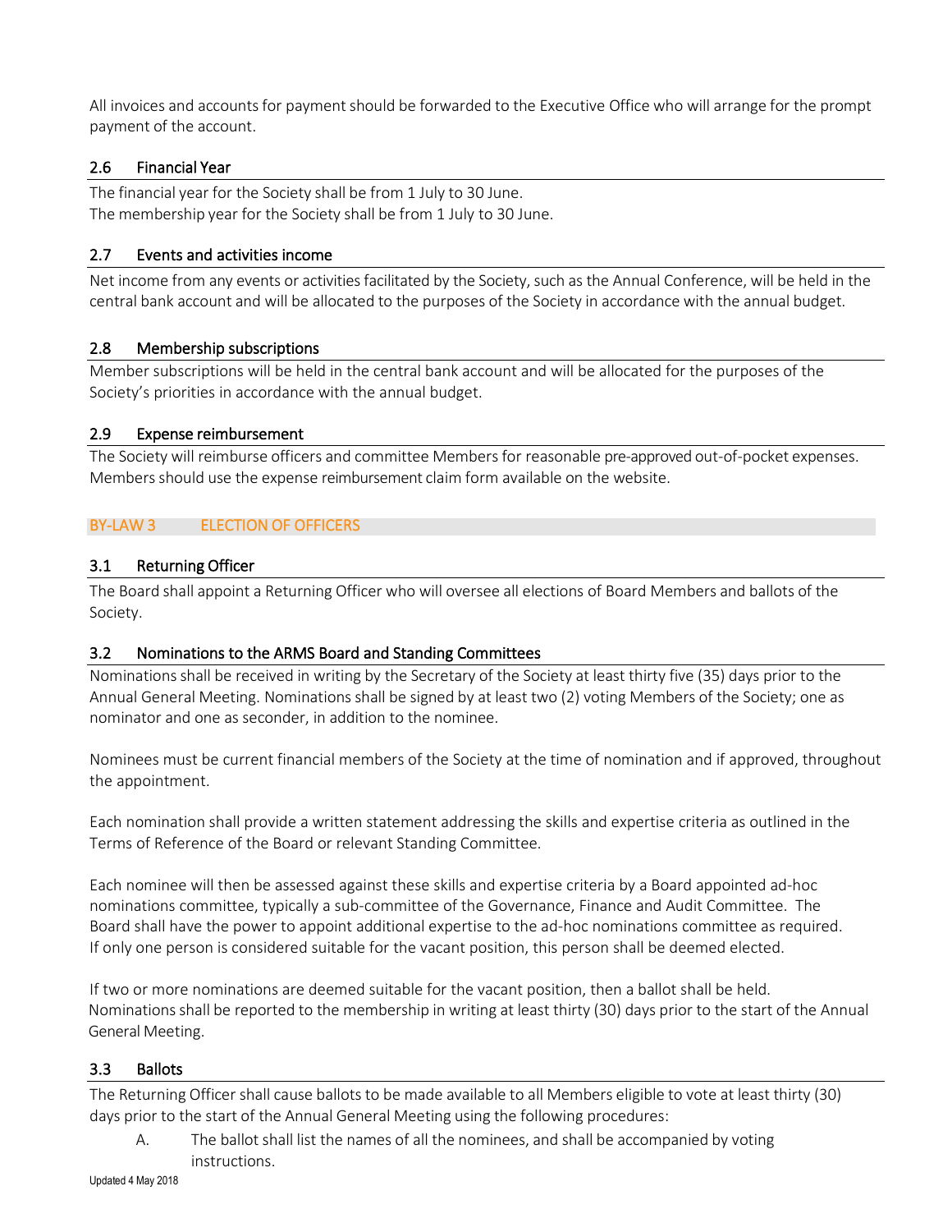All invoices and accounts for payment should be forwarded to the Executive Office who will arrange for the prompt payment of the account.

### 2.6 Financial Year

The financial year for the Society shall be from 1 July to 30 June.
The membership year for the Society shall be from 1 July to 30 June.

### 2.7 Events and activities income

Net income from any events or activities facilitated by the Society, such as the Annual Conference, will be held in the central bank account and will be allocated to the purposes of the Society in accordance with the annual budget.

### 2.8 Membership subscriptions

Member subscriptions will be held in the central bank account and will be allocated for the purposes of the Society's priorities in accordance with the annual budget.

### 2.9 Expense reimbursement

The Society will reimburse officers and committee Members for reasonable pre-approved out-of-pocket expenses. Members should use the expense reimbursement claim form available on the website.

## BY-LAW 3 ELECTION OF OFFICERS

### 3.1 Returning Officer

The Board shall appoint a Returning Officer who will oversee all elections of Board Members and ballots of the Society.

### 3.2 Nominations to the ARMS Board and Standing Committees

Nominations shall be received in writing by the Secretary of the Society at least thirty five (35) days prior to the Annual General Meeting. Nominations shall be signed by at least two (2) voting Members of the Society; one as nominator and one as seconder, in addition to the nominee.

Nominees must be current financial members of the Society at the time of nomination and if approved, throughout the appointment.

Each nomination shall provide a written statement addressing the skills and expertise criteria as outlined in the Terms of Reference of the Board or relevant Standing Committee.

Each nominee will then be assessed against these skills and expertise criteria by a Board appointed ad-hoc nominations committee, typically a sub-committee of the Governance, Finance and Audit Committee. The Board shall have the power to appoint additional expertise to the ad-hoc nominations committee as required. If only one person is considered suitable for the vacant position, this person shall be deemed elected.

If two or more nominations are deemed suitable for the vacant position, then a ballot shall be held. Nominations shall be reported to the membership in writing at least thirty (30) days prior to the start of the Annual General Meeting.

### 3.3 Ballots

The Returning Officer shall cause ballots to be made available to all Members eligible to vote at least thirty (30) days prior to the start of the Annual General Meeting using the following procedures:

A. The ballot shall list the names of all the nominees, and shall be accompanied by voting instructions.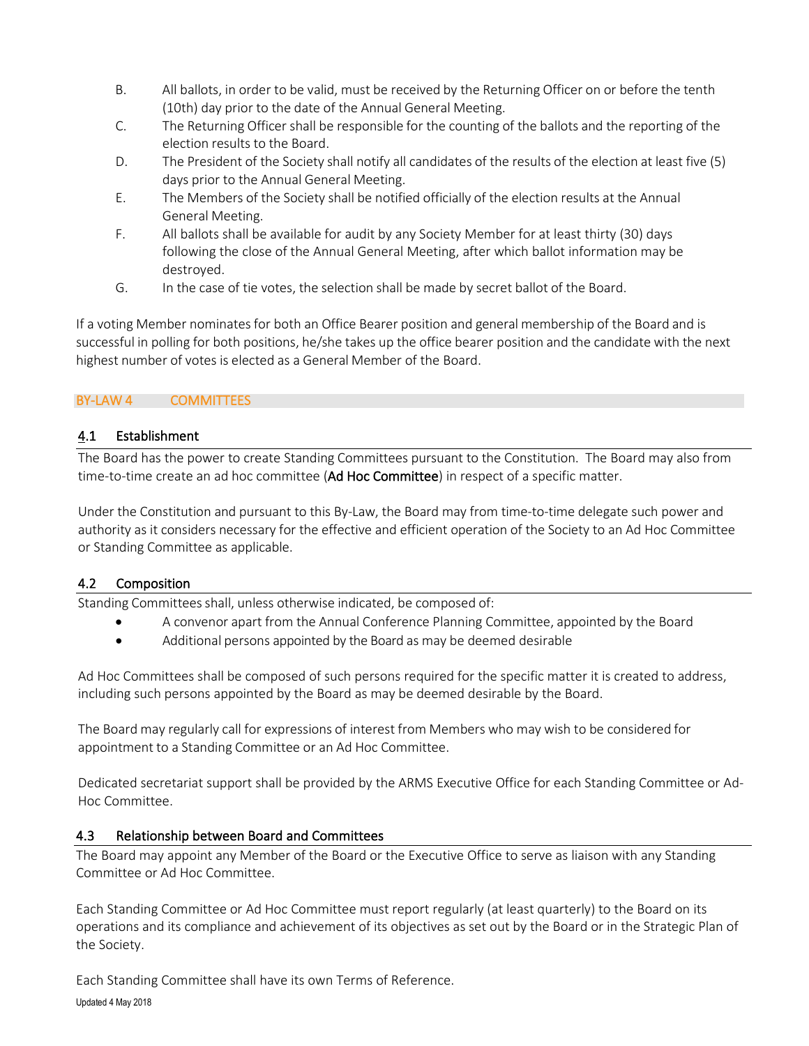B. All ballots, in order to be valid, must be received by the Returning Officer on or before the tenth (10th) day prior to the date of the Annual General Meeting.

C. The Returning Officer shall be responsible for the counting of the ballots and the reporting of the election results to the Board.

D. The President of the Society shall notify all candidates of the results of the election at least five (5) days prior to the Annual General Meeting.

E. The Members of the Society shall be notified officially of the election results at the Annual General Meeting.

F. All ballots shall be available for audit by any Society Member for at least thirty (30) days following the close of the Annual General Meeting, after which ballot information may be destroyed.

G. In the case of tie votes, the selection shall be made by secret ballot of the Board.

If a voting Member nominates for both an Office Bearer position and general membership of the Board and is successful in polling for both positions, he/she takes up the office bearer position and the candidate with the next highest number of votes is elected as a General Member of the Board.

## BY-LAW 4 COMMITTEES

### 4.1 Establishment

The Board has the power to create Standing Committees pursuant to the Constitution. The Board may also from time-to-time create an ad hoc committee (**Ad Hoc Committee**) in respect of a specific matter.

Under the Constitution and pursuant to this By-Law, the Board may from time-to-time delegate such power and authority as it considers necessary for the effective and efficient operation of the Society to an Ad Hoc Committee or Standing Committee as applicable.

### 4.2 Composition

Standing Committees shall, unless otherwise indicated, be composed of:

- A convenor apart from the Annual Conference Planning Committee, appointed by the Board
- Additional persons appointed by the Board as may be deemed desirable

Ad Hoc Committees shall be composed of such persons required for the specific matter it is created to address, including such persons appointed by the Board as may be deemed desirable by the Board.

The Board may regularly call for expressions of interest from Members who may wish to be considered for appointment to a Standing Committee or an Ad Hoc Committee.

Dedicated secretariat support shall be provided by the ARMS Executive Office for each Standing Committee or Ad-Hoc Committee.

### 4.3 Relationship between Board and Committees

The Board may appoint any Member of the Board or the Executive Office to serve as liaison with any Standing Committee or Ad Hoc Committee.

Each Standing Committee or Ad Hoc Committee must report regularly (at least quarterly) to the Board on its operations and its compliance and achievement of its objectives as set out by the Board or in the Strategic Plan of the Society.

Each Standing Committee shall have its own Terms of Reference.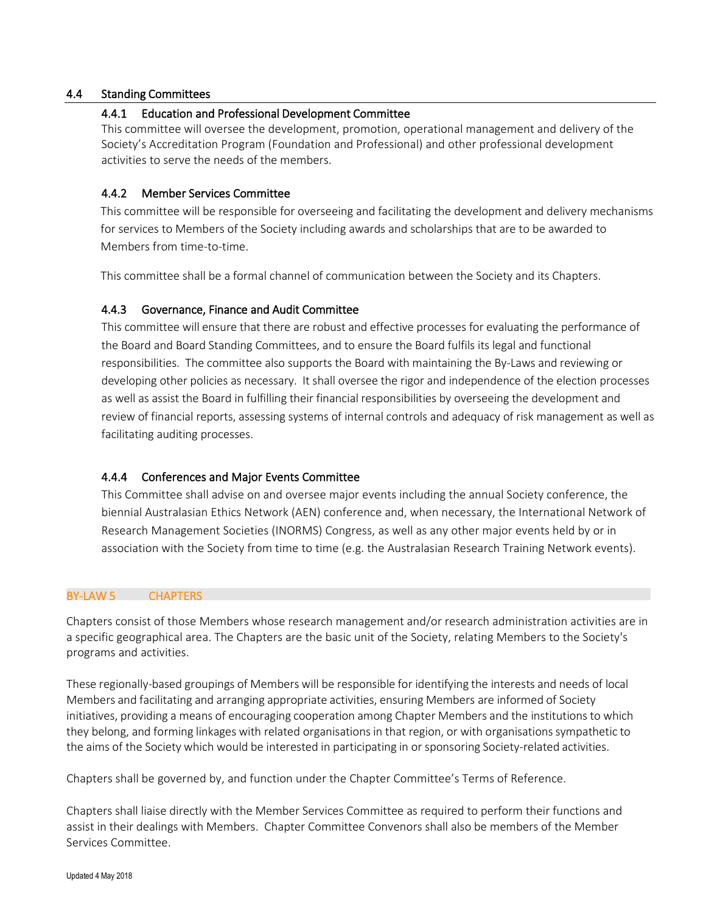## 4.4 Standing Committees

### 4.4.1 Education and Professional Development Committee

This committee will oversee the development, promotion, operational management and delivery of the Society's Accreditation Program (Foundation and Professional) and other professional development activities to serve the needs of the members.

### 4.4.2 Member Services Committee

This committee will be responsible for overseeing and facilitating the development and delivery mechanisms for services to Members of the Society including awards and scholarships that are to be awarded to Members from time-to-time.

This committee shall be a formal channel of communication between the Society and its Chapters.

### 4.4.3 Governance, Finance and Audit Committee

This committee will ensure that there are robust and effective processes for evaluating the performance of the Board and Board Standing Committees, and to ensure the Board fulfils its legal and functional responsibilities. The committee also supports the Board with maintaining the By-Laws and reviewing or developing other policies as necessary. It shall oversee the rigor and independence of the election processes as well as assist the Board in fulfilling their financial responsibilities by overseeing the development and review of financial reports, assessing systems of internal controls and adequacy of risk management as well as facilitating auditing processes.

### 4.4.4 Conferences and Major Events Committee

This Committee shall advise on and oversee major events including the annual Society conference, the biennial Australasian Ethics Network (AEN) conference and, when necessary, the International Network of Research Management Societies (INORMS) Congress, as well as any other major events held by or in association with the Society from time to time (e.g. the Australasian Research Training Network events).

# BY-LAW 5 CHAPTERS

Chapters consist of those Members whose research management and/or research administration activities are in a specific geographical area. The Chapters are the basic unit of the Society, relating Members to the Society's programs and activities.

These regionally-based groupings of Members will be responsible for identifying the interests and needs of local Members and facilitating and arranging appropriate activities, ensuring Members are informed of Society initiatives, providing a means of encouraging cooperation among Chapter Members and the institutions to which they belong, and forming linkages with related organisations in that region, or with organisations sympathetic to the aims of the Society which would be interested in participating in or sponsoring Society-related activities.

Chapters shall be governed by, and function under the Chapter Committee's Terms of Reference.

Chapters shall liaise directly with the Member Services Committee as required to perform their functions and assist in their dealings with Members. Chapter Committee Convenors shall also be members of the Member Services Committee.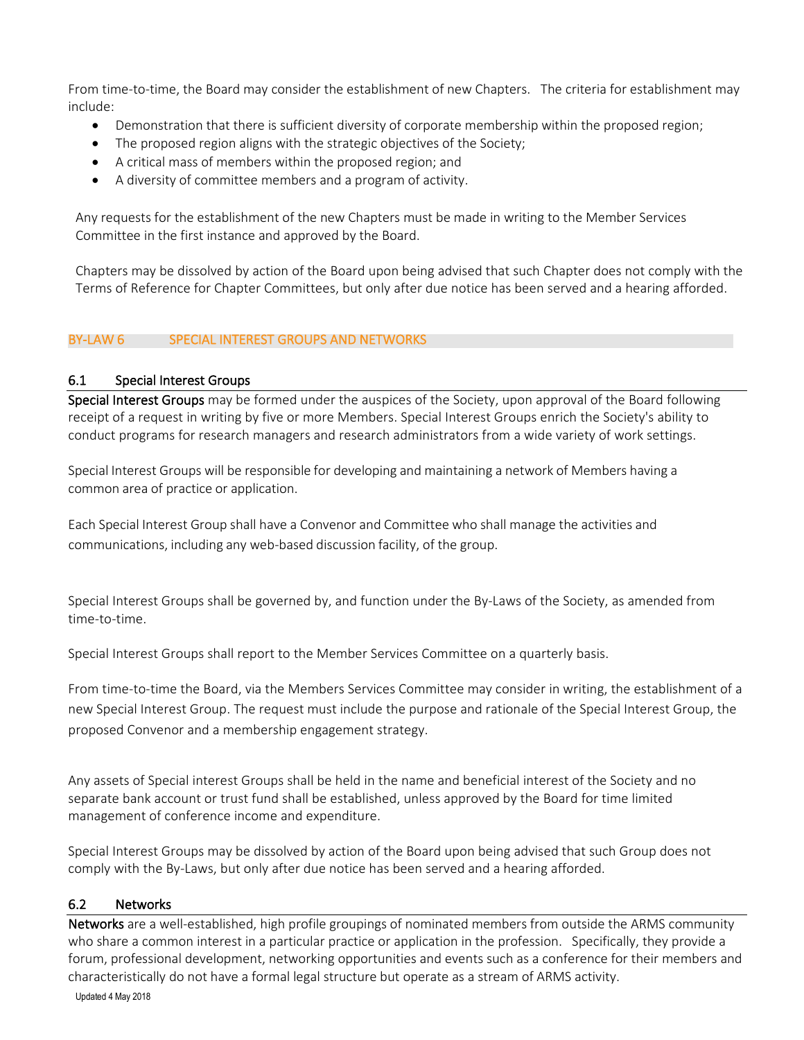From time-to-time, the Board may consider the establishment of new Chapters. The criteria for establishment may include:

- Demonstration that there is sufficient diversity of corporate membership within the proposed region;
- The proposed region aligns with the strategic objectives of the Society;
- A critical mass of members within the proposed region; and
- A diversity of committee members and a program of activity.

Any requests for the establishment of the new Chapters must be made in writing to the Member Services Committee in the first instance and approved by the Board.

Chapters may be dissolved by action of the Board upon being advised that such Chapter does not comply with the Terms of Reference for Chapter Committees, but only after due notice has been served and a hearing afforded.

## BY-LAW 6 SPECIAL INTEREST GROUPS AND NETWORKS

### 6.1 Special Interest Groups

**Special Interest Groups** may be formed under the auspices of the Society, upon approval of the Board following receipt of a request in writing by five or more Members. Special Interest Groups enrich the Society's ability to conduct programs for research managers and research administrators from a wide variety of work settings.

Special Interest Groups will be responsible for developing and maintaining a network of Members having a common area of practice or application.

Each Special Interest Group shall have a Convenor and Committee who shall manage the activities and communications, including any web-based discussion facility, of the group.

Special Interest Groups shall be governed by, and function under the By-Laws of the Society, as amended from time-to-time.

Special Interest Groups shall report to the Member Services Committee on a quarterly basis.

From time-to-time the Board, via the Members Services Committee may consider in writing, the establishment of a new Special Interest Group. The request must include the purpose and rationale of the Special Interest Group, the proposed Convenor and a membership engagement strategy.

Any assets of Special interest Groups shall be held in the name and beneficial interest of the Society and no separate bank account or trust fund shall be established, unless approved by the Board for time limited management of conference income and expenditure.

Special Interest Groups may be dissolved by action of the Board upon being advised that such Group does not comply with the By-Laws, but only after due notice has been served and a hearing afforded.

### 6.2 Networks

**Networks** are a well-established, high profile groupings of nominated members from outside the ARMS community who share a common interest in a particular practice or application in the profession. Specifically, they provide a forum, professional development, networking opportunities and events such as a conference for their members and characteristically do not have a formal legal structure but operate as a stream of ARMS activity.

Updated 4 May 2018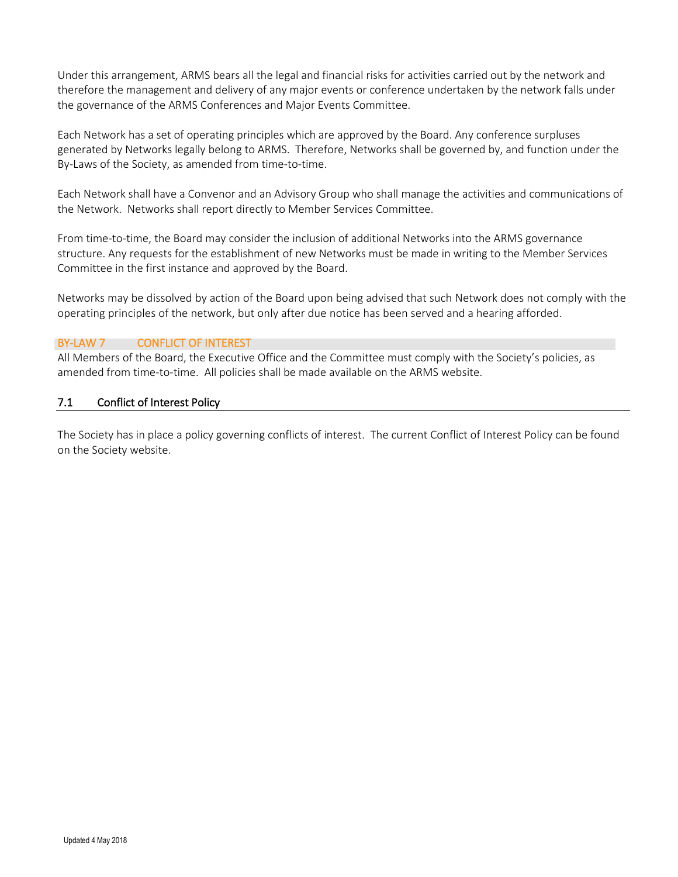Under this arrangement, ARMS bears all the legal and financial risks for activities carried out by the network and therefore the management and delivery of any major events or conference undertaken by the network falls under the governance of the ARMS Conferences and Major Events Committee.

Each Network has a set of operating principles which are approved by the Board. Any conference surpluses generated by Networks legally belong to ARMS. Therefore, Networks shall be governed by, and function under the By-Laws of the Society, as amended from time-to-time.

Each Network shall have a Convenor and an Advisory Group who shall manage the activities and communications of the Network. Networks shall report directly to Member Services Committee.

From time-to-time, the Board may consider the inclusion of additional Networks into the ARMS governance structure. Any requests for the establishment of new Networks must be made in writing to the Member Services Committee in the first instance and approved by the Board.

Networks may be dissolved by action of the Board upon being advised that such Network does not comply with the operating principles of the network, but only after due notice has been served and a hearing afforded.

## BY-LAW 7 CONFLICT OF INTEREST

All Members of the Board, the Executive Office and the Committee must comply with the Society's policies, as amended from time-to-time. All policies shall be made available on the ARMS website.

### 7.1 Conflict of Interest Policy

The Society has in place a policy governing conflicts of interest. The current Conflict of Interest Policy can be found on the Society website.